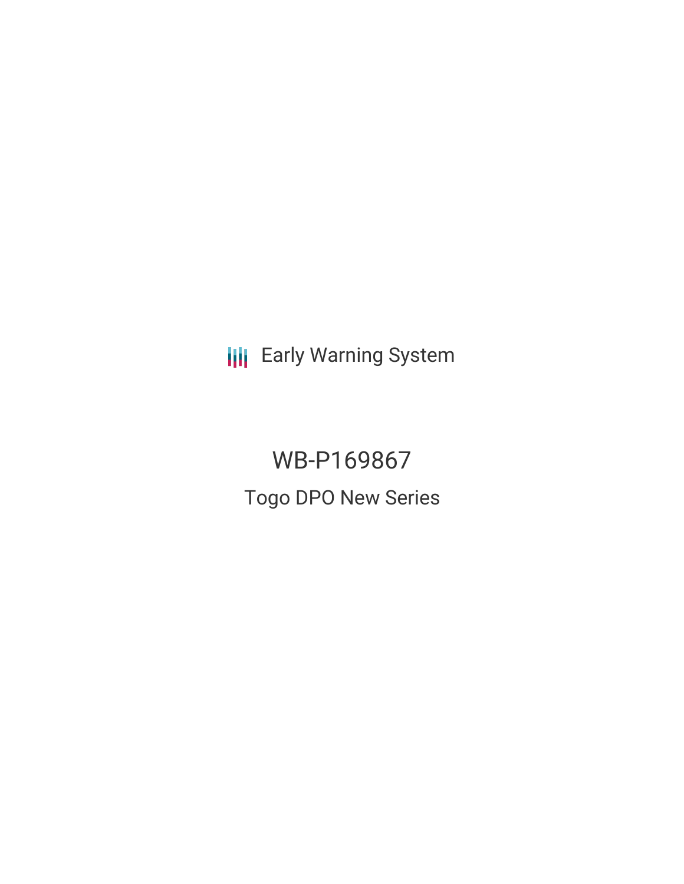Early Warning System

# WB-P169867

## Togo DPO New Series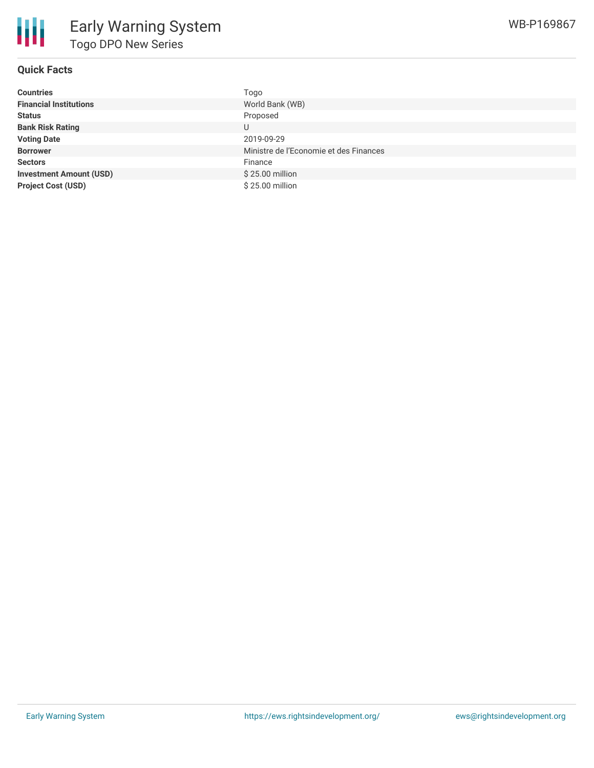# Early Warning System

## Togo DPO New Series

WB-P169867

### Quick Facts

| | |
|---|---|
| **Countries** | Togo |
| **Financial Institutions** | World Bank (WB) |
| **Status** | Proposed |
| **Bank Risk Rating** | U |
| **Voting Date** | 2019-09-29 |
| **Borrower** | Ministre de l'Economie et des Finances |
| **Sectors** | Finance |
| **Investment Amount (USD)** | $ 25.00 million |
| **Project Cost (USD)** | $ 25.00 million |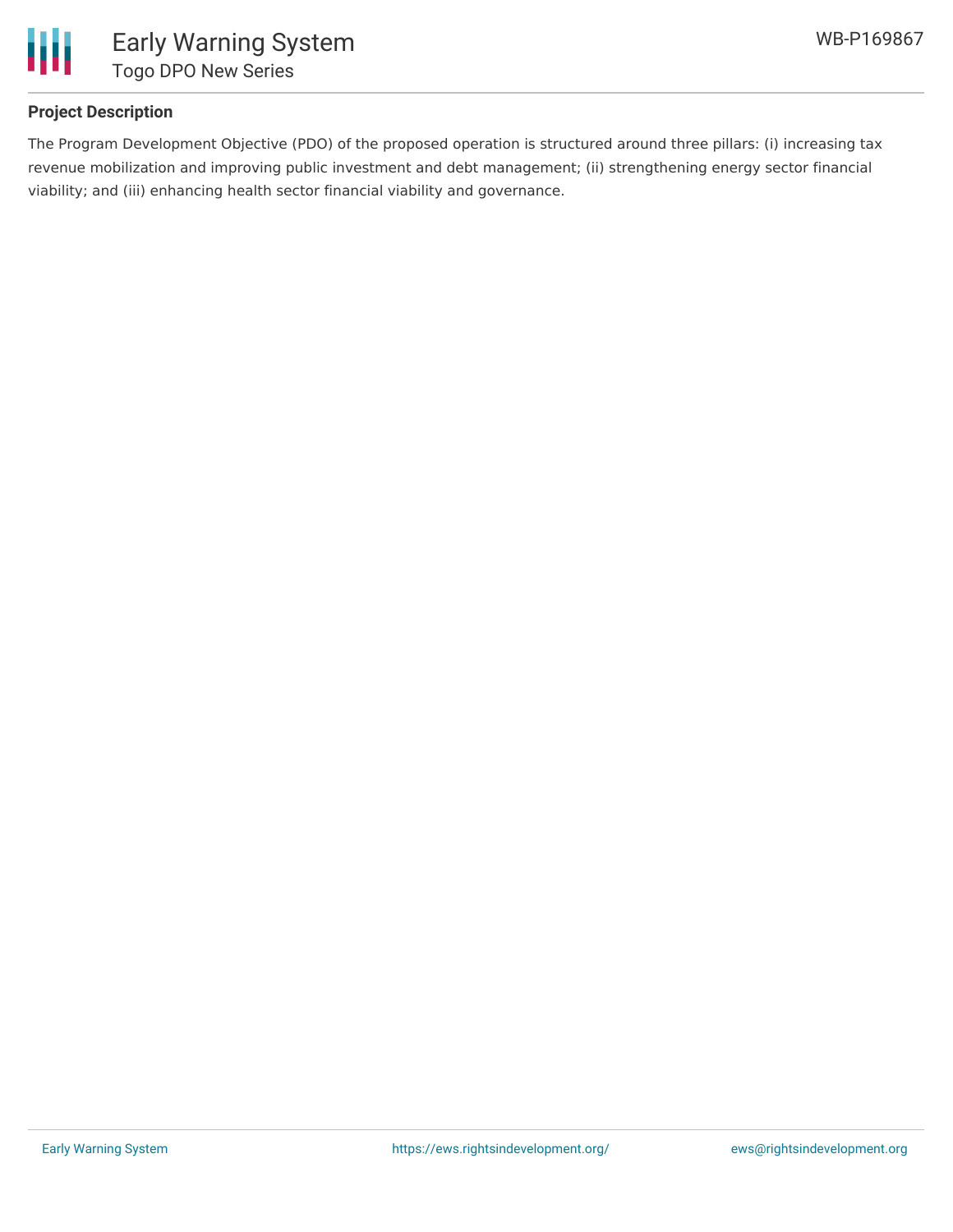## Project Description

The Program Development Objective (PDO) of the proposed operation is structured around three pillars: (i) increasing tax revenue mobilization and improving public investment and debt management; (ii) strengthening energy sector financial viability; and (iii) enhancing health sector financial viability and governance.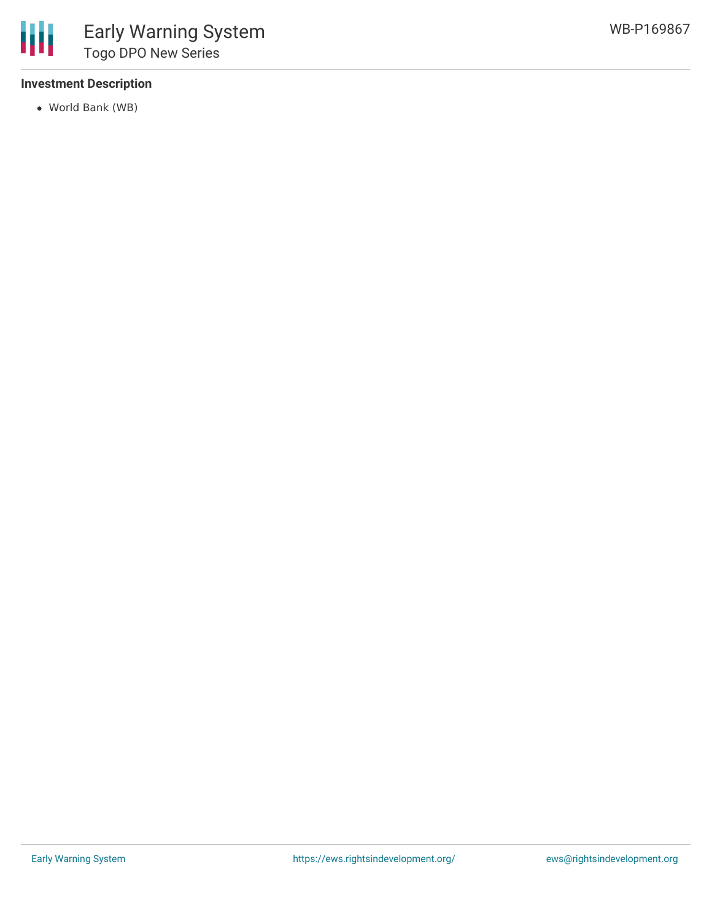**Investment Description**

- World Bank (WB)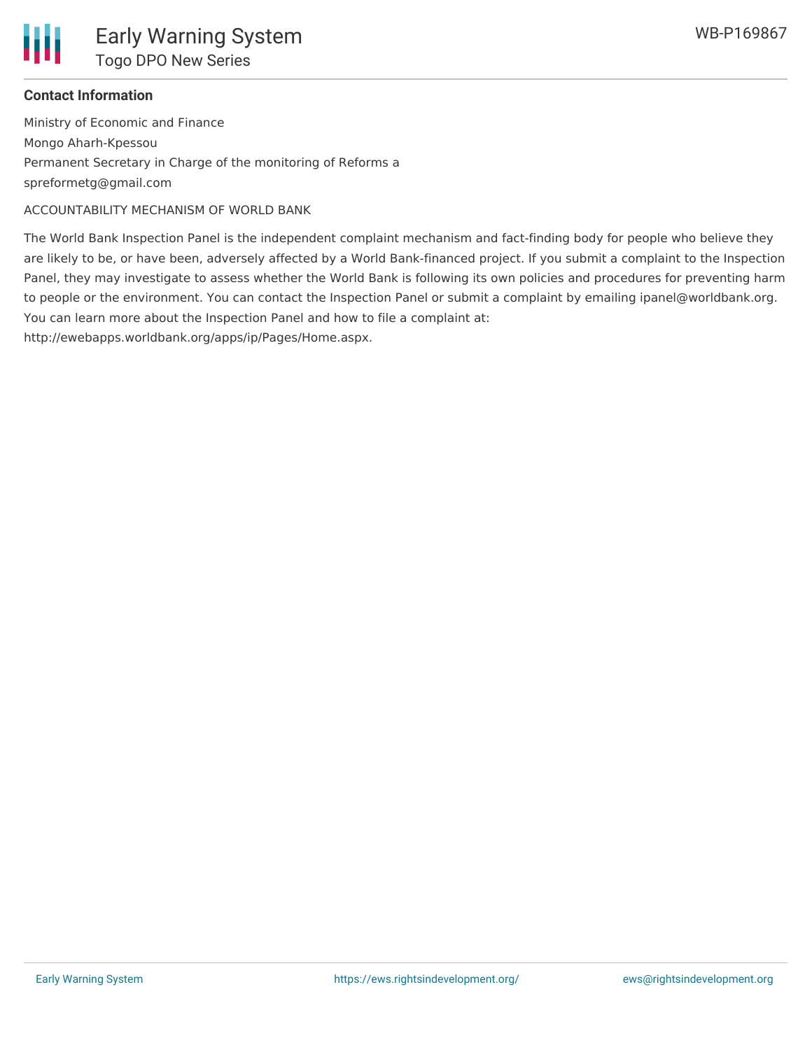### Contact Information

Ministry of Economic and Finance

Mongo Aharh-Kpessou

Permanent Secretary in Charge of the monitoring of Reforms a

spreformetg@gmail.com

ACCOUNTABILITY MECHANISM OF WORLD BANK

The World Bank Inspection Panel is the independent complaint mechanism and fact-finding body for people who believe they are likely to be, or have been, adversely affected by a World Bank-financed project. If you submit a complaint to the Inspection Panel, they may investigate to assess whether the World Bank is following its own policies and procedures for preventing harm to people or the environment. You can contact the Inspection Panel or submit a complaint by emailing ipanel@worldbank.org. You can learn more about the Inspection Panel and how to file a complaint at: http://ewebapps.worldbank.org/apps/ip/Pages/Home.aspx.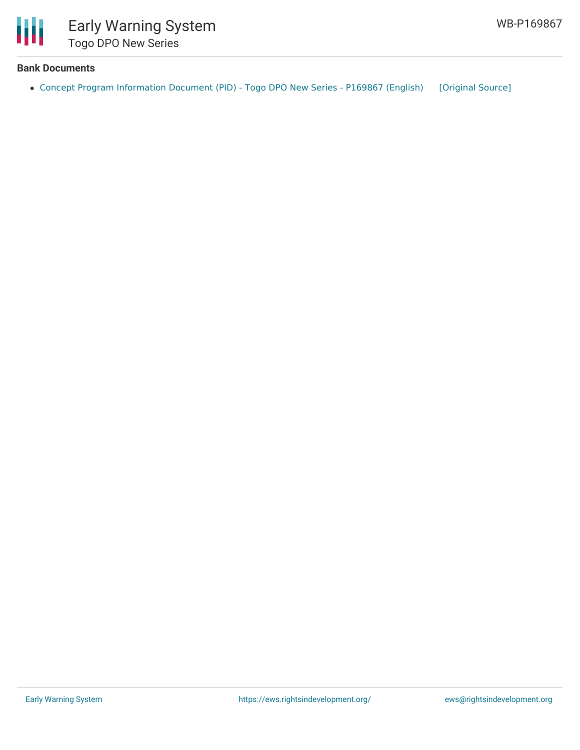## Bank Documents

- Concept Program Information Document (PID) - Togo DPO New Series - P169867 (English) [Original Source]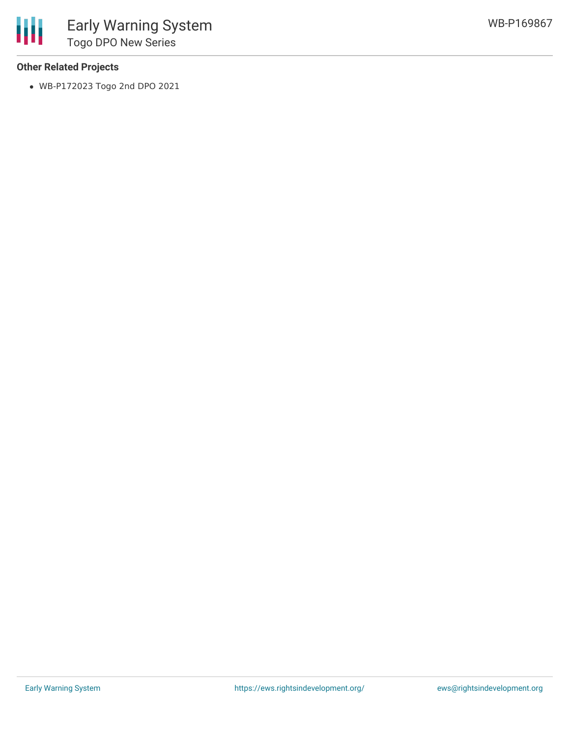**Other Related Projects**

- WB-P172023 Togo 2nd DPO 2021